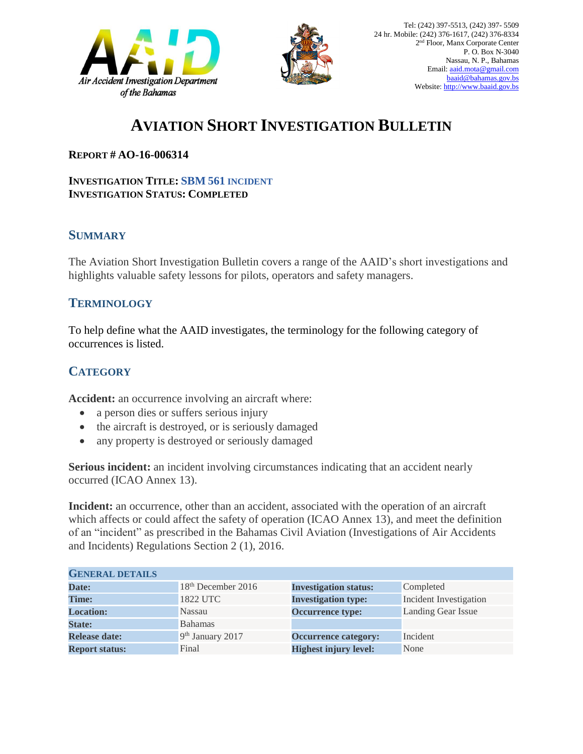Air Accident Investigation Department of the Bahamas

Tel: (242) 397-5513, (242) 397- 5509
24 hr. Mobile: (242) 376-1617, (242) 376-8334
2nd Floor, Manx Corporate Center
P. O. Box N-3040
Nassau, N. P., Bahamas
Email: aaid.mota@gmail.com
baaid@bahamas.gov.bs
Website: http://www.baaid.gov.bs

# AVIATION SHORT INVESTIGATION BULLETIN

**REPORT # AO-16-006314**

**INVESTIGATION TITLE: SBM 561 INCIDENT**
**INVESTIGATION STATUS: COMPLETED**

## SUMMARY

The Aviation Short Investigation Bulletin covers a range of the AAID's short investigations and highlights valuable safety lessons for pilots, operators and safety managers.

## TERMINOLOGY

To help define what the AAID investigates, the terminology for the following category of occurrences is listed.

## CATEGORY

**Accident:** an occurrence involving an aircraft where:

- a person dies or suffers serious injury
- the aircraft is destroyed, or is seriously damaged
- any property is destroyed or seriously damaged

**Serious incident:** an incident involving circumstances indicating that an accident nearly occurred (ICAO Annex 13).

**Incident:** an occurrence, other than an accident, associated with the operation of an aircraft which affects or could affect the safety of operation (ICAO Annex 13), and meet the definition of an "incident" as prescribed in the Bahamas Civil Aviation (Investigations of Air Accidents and Incidents) Regulations Section 2 (1), 2016.

| GENERAL DETAILS | | | |
|---|---|---|---|
| **Date:** | 18th December 2016 | **Investigation status:** | Completed |
| **Time:** | 1822 UTC | **Investigation type:** | Incident Investigation |
| **Location:** | Nassau | **Occurrence type:** | Landing Gear Issue |
| **State:** | Bahamas | | |
| **Release date:** | 9th January 2017 | **Occurrence category:** | Incident |
| **Report status:** | Final | **Highest injury level:** | None |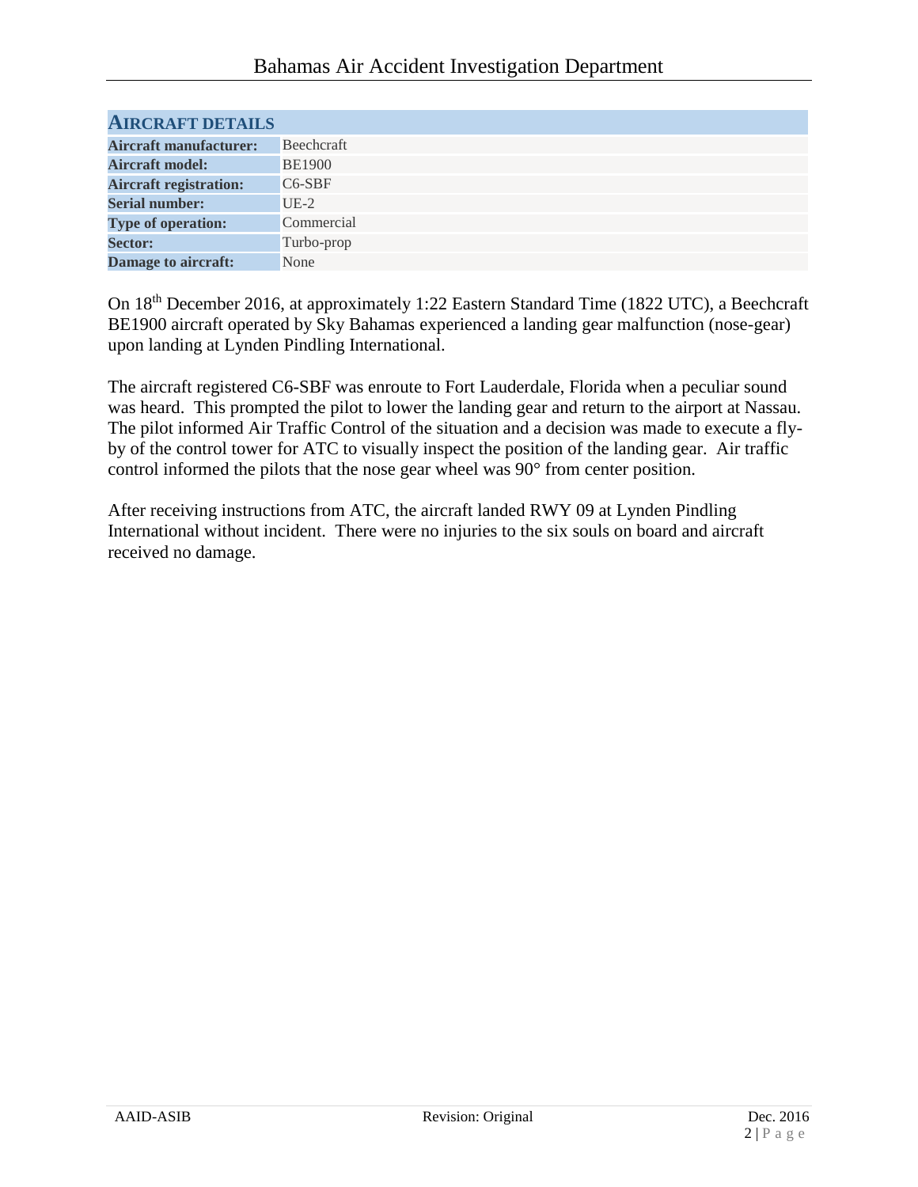| AIRCRAFT DETAILS | |
|---|---|
| **Aircraft manufacturer:** | Beechcraft |
| **Aircraft model:** | BE1900 |
| **Aircraft registration:** | C6-SBF |
| **Serial number:** | UE-2 |
| **Type of operation:** | Commercial |
| **Sector:** | Turbo-prop |
| **Damage to aircraft:** | None |

On 18th December 2016, at approximately 1:22 Eastern Standard Time (1822 UTC), a Beechcraft BE1900 aircraft operated by Sky Bahamas experienced a landing gear malfunction (nose-gear) upon landing at Lynden Pindling International.

The aircraft registered C6-SBF was enroute to Fort Lauderdale, Florida when a peculiar sound was heard. This prompted the pilot to lower the landing gear and return to the airport at Nassau. The pilot informed Air Traffic Control of the situation and a decision was made to execute a fly-by of the control tower for ATC to visually inspect the position of the landing gear. Air traffic control informed the pilots that the nose gear wheel was 90° from center position.

After receiving instructions from ATC, the aircraft landed RWY 09 at Lynden Pindling International without incident. There were no injuries to the six souls on board and aircraft received no damage.